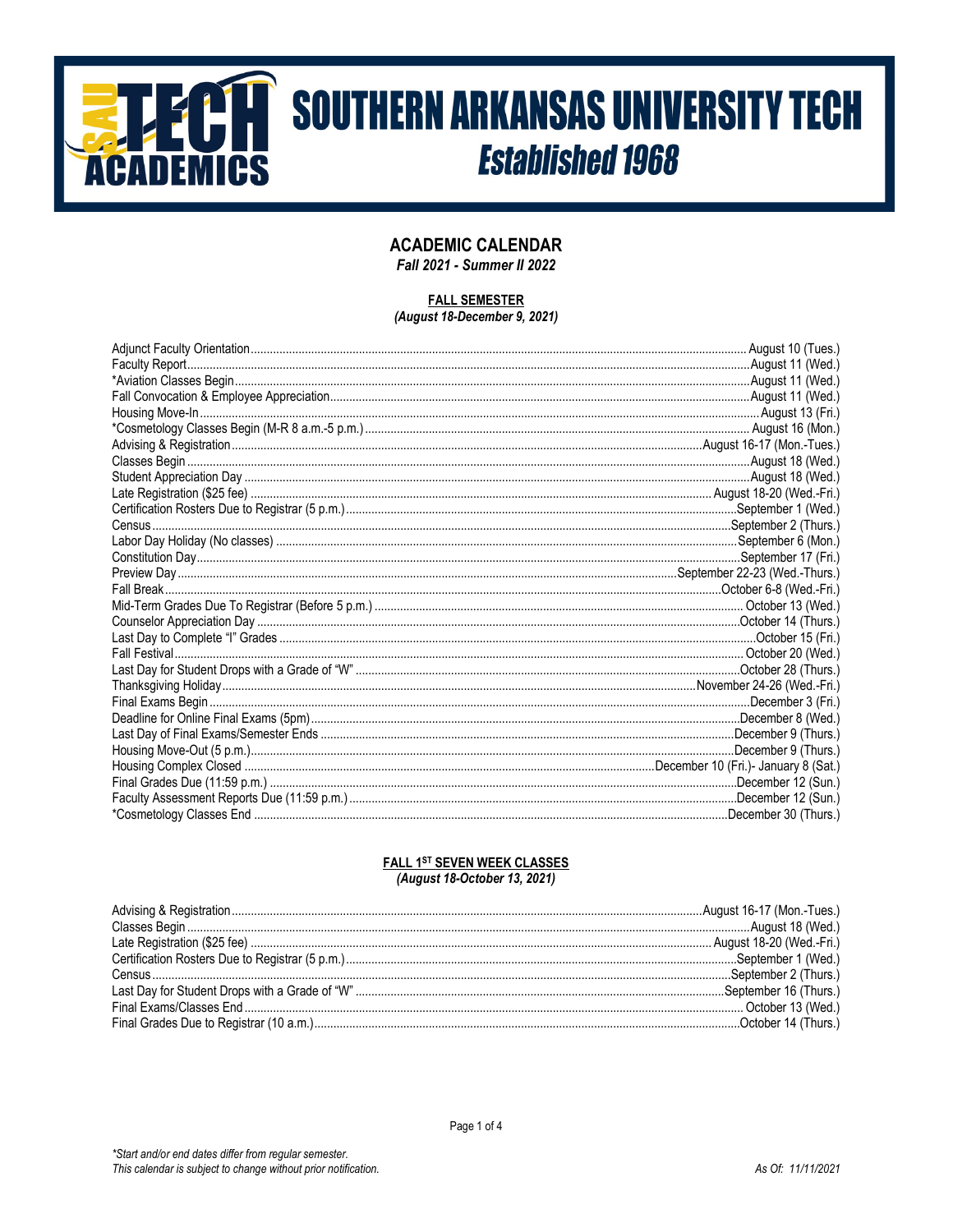# SOUTHERN ARKANSAS UNIVERSITY TECH

*Established 1968*

## ACADEMIC CALENDAR

*Fall 2021 - Summer II 2022*

### FALL SEMESTER

*(August 18-December 9, 2021)*

| Event | Date |
|---|---|
| Adjunct Faculty Orientation | August 10 (Tues.) |
| Faculty Report | August 11 (Wed.) |
| *Aviation Classes Begin | August 11 (Wed.) |
| Fall Convocation & Employee Appreciation | August 11 (Wed.) |
| Housing Move-In | August 13 (Fri.) |
| *Cosmetology Classes Begin (M-R 8 a.m.-5 p.m.) | August 16 (Mon.) |
| Advising & Registration | August 16-17 (Mon.-Tues.) |
| Classes Begin | August 18 (Wed.) |
| Student Appreciation Day | August 18 (Wed.) |
| Late Registration ($25 fee) | August 18-20 (Wed.-Fri.) |
| Certification Rosters Due to Registrar (5 p.m.) | September 1 (Wed.) |
| Census | September 2 (Thurs.) |
| Labor Day Holiday (No classes) | September 6 (Mon.) |
| Constitution Day | September 17 (Fri.) |
| Preview Day | September 22-23 (Wed.-Thurs.) |
| Fall Break | October 6-8 (Wed.-Fri.) |
| Mid-Term Grades Due To Registrar (Before 5 p.m.) | October 13 (Wed.) |
| Counselor Appreciation Day | October 14 (Thurs.) |
| Last Day to Complete "I" Grades | October 15 (Fri.) |
| Fall Festival | October 20 (Wed.) |
| Last Day for Student Drops with a Grade of "W" | October 28 (Thurs.) |
| Thanksgiving Holiday | November 24-26 (Wed.-Fri.) |
| Final Exams Begin | December 3 (Fri.) |
| Deadline for Online Final Exams (5pm) | December 8 (Wed.) |
| Last Day of Final Exams/Semester Ends | December 9 (Thurs.) |
| Housing Move-Out (5 p.m.) | December 9 (Thurs.) |
| Housing Complex Closed | December 10 (Fri.)- January 8 (Sat.) |
| Final Grades Due (11:59 p.m.) | December 12 (Sun.) |
| Faculty Assessment Reports Due (11:59 p.m.) | December 12 (Sun.) |
| *Cosmetology Classes End | December 30 (Thurs.) |

### FALL 1ST SEVEN WEEK CLASSES

*(August 18-October 13, 2021)*

| Event | Date |
|---|---|
| Advising & Registration | August 16-17 (Mon.-Tues.) |
| Classes Begin | August 18 (Wed.) |
| Late Registration ($25 fee) | August 18-20 (Wed.-Fri.) |
| Certification Rosters Due to Registrar (5 p.m.) | September 1 (Wed.) |
| Census | September 2 (Thurs.) |
| Last Day for Student Drops with a Grade of "W" | September 16 (Thurs.) |
| Final Exams/Classes End | October 13 (Wed.) |
| Final Grades Due to Registrar (10 a.m.) | October 14 (Thurs.) |

*\*Start and/or end dates differ from regular semester.*
*This calendar is subject to change without prior notification.*

*As Of: 11/11/2021*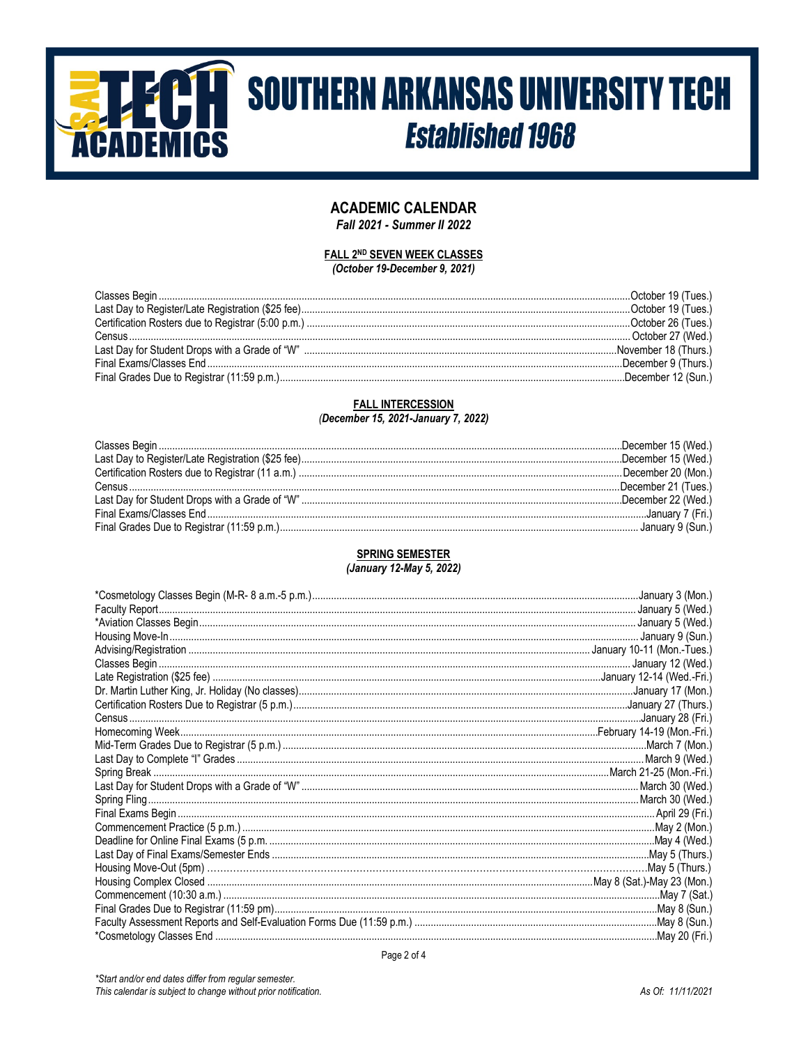# SOUTHERN ARKANSAS UNIVERSITY TECH

***Established 1968***

## ACADEMIC CALENDAR

***Fall 2021 - Summer II 2022***

### FALL 2ND SEVEN WEEK CLASSES

***(October 19-December 9, 2021)***

| | |
|---|---|
| Classes Begin | October 19 (Tues.) |
| Last Day to Register/Late Registration ($25 fee) | October 19 (Tues.) |
| Certification Rosters due to Registrar (5:00 p.m.) | October 26 (Tues.) |
| Census | October 27 (Wed.) |
| Last Day for Student Drops with a Grade of "W" | November 18 (Thurs.) |
| Final Exams/Classes End | December 9 (Thurs.) |
| Final Grades Due to Registrar (11:59 p.m.) | December 12 (Sun.) |

### FALL INTERCESSION

***(December 15, 2021-January 7, 2022)***

| | |
|---|---|
| Classes Begin | December 15 (Wed.) |
| Last Day to Register/Late Registration ($25 fee) | December 15 (Wed.) |
| Certification Rosters due to Registrar (11 a.m.) | December 20 (Mon.) |
| Census | December 21 (Tues.) |
| Last Day for Student Drops with a Grade of "W" | December 22 (Wed.) |
| Final Exams/Classes End | January 7 (Fri.) |
| Final Grades Due to Registrar (11:59 p.m.) | January 9 (Sun.) |

### SPRING SEMESTER

***(January 12-May 5, 2022)***

| | |
|---|---|
| *Cosmetology Classes Begin (M-R- 8 a.m.-5 p.m.) | January 3 (Mon.) |
| Faculty Report | January 5 (Wed.) |
| *Aviation Classes Begin | January 5 (Wed.) |
| Housing Move-In | January 9 (Sun.) |
| Advising/Registration | January 10-11 (Mon.-Tues.) |
| Classes Begin | January 12 (Wed.) |
| Late Registration ($25 fee) | January 12-14 (Wed.-Fri.) |
| Dr. Martin Luther King, Jr. Holiday (No classes) | January 17 (Mon.) |
| Certification Rosters Due to Registrar (5 p.m.) | January 27 (Thurs.) |
| Census | January 28 (Fri.) |
| Homecoming Week | February 14-19 (Mon.-Fri.) |
| Mid-Term Grades Due to Registrar (5 p.m.) | March 7 (Mon.) |
| Last Day to Complete "I" Grades | March 9 (Wed.) |
| Spring Break | March 21-25 (Mon.-Fri.) |
| Last Day for Student Drops with a Grade of "W" | March 30 (Wed.) |
| Spring Fling | March 30 (Wed.) |
| Final Exams Begin | April 29 (Fri.) |
| Commencement Practice (5 p.m.) | May 2 (Mon.) |
| Deadline for Online Final Exams (5 p.m. | May 4 (Wed.) |
| Last Day of Final Exams/Semester Ends | May 5 (Thurs.) |
| Housing Move-Out (5pm) | May 5 (Thurs.) |
| Housing Complex Closed | May 8 (Sat.)-May 23 (Mon.) |
| Commencement (10:30 a.m.) | May 7 (Sat.) |
| Final Grades Due to Registrar (11:59 pm) | May 8 (Sun.) |
| Faculty Assessment Reports and Self-Evaluation Forms Due (11:59 p.m.) | May 8 (Sun.) |
| *Cosmetology Classes End | May 20 (Fri.) |

*\*Start and/or end dates differ from regular semester.*
*This calendar is subject to change without prior notification.*

*As Of: 11/11/2021*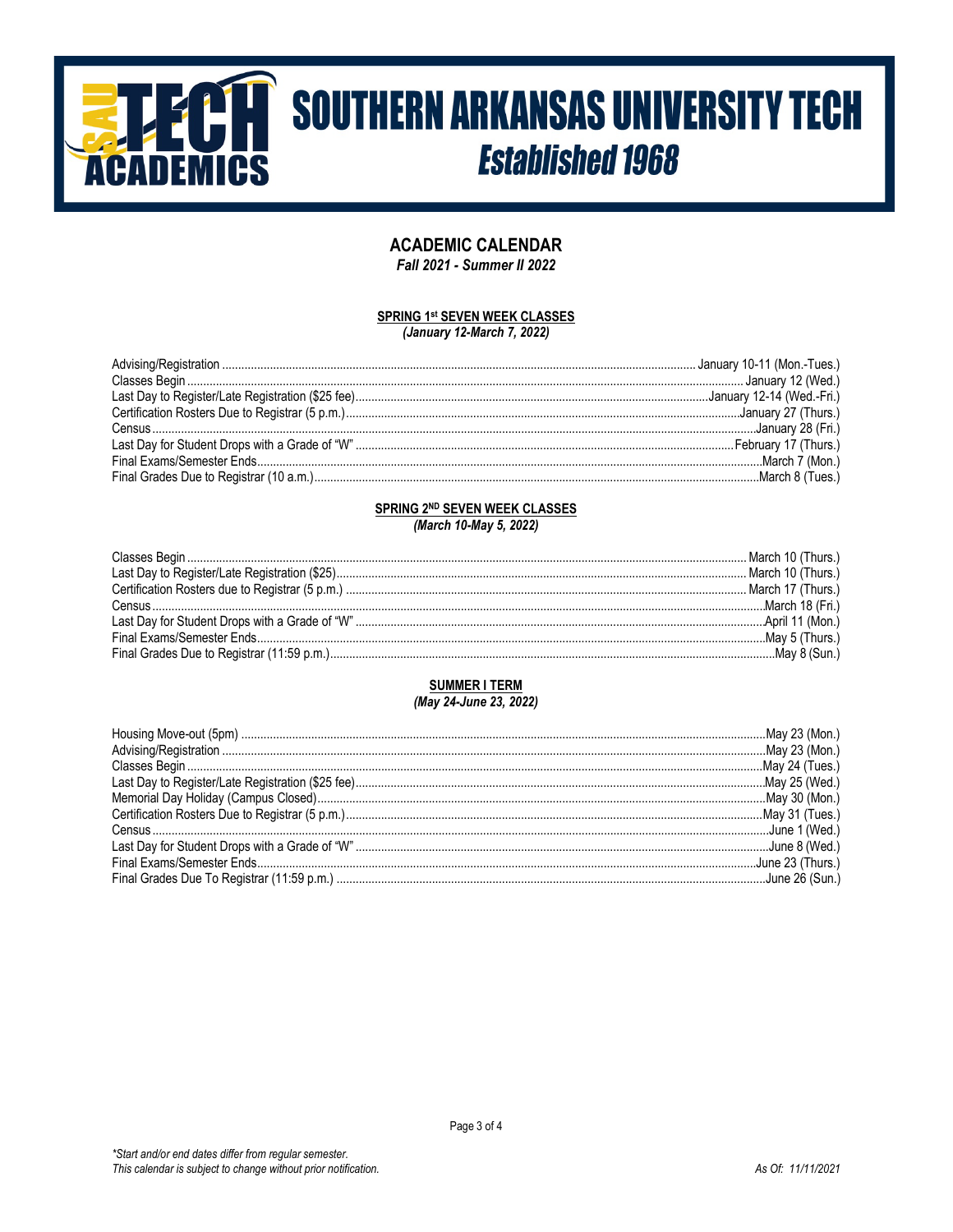# SOUTHERN ARKANSAS UNIVERSITY TECH

***Established 1968***

## ACADEMIC CALENDAR

***Fall 2021 - Summer II 2022***

### SPRING 1st SEVEN WEEK CLASSES

***(January 12-March 7, 2022)***

| | |
|---|---|
| Advising/Registration | January 10-11 (Mon.-Tues.) |
| Classes Begin | January 12 (Wed.) |
| Last Day to Register/Late Registration ($25 fee) | January 12-14 (Wed.-Fri.) |
| Certification Rosters Due to Registrar (5 p.m.) | January 27 (Thurs.) |
| Census | January 28 (Fri.) |
| Last Day for Student Drops with a Grade of "W" | February 17 (Thurs.) |
| Final Exams/Semester Ends | March 7 (Mon.) |
| Final Grades Due to Registrar (10 a.m.) | March 8 (Tues.) |

### SPRING 2ND SEVEN WEEK CLASSES

***(March 10-May 5, 2022)***

| | |
|---|---|
| Classes Begin | March 10 (Thurs.) |
| Last Day to Register/Late Registration ($25) | March 10 (Thurs.) |
| Certification Rosters due to Registrar (5 p.m.) | March 17 (Thurs.) |
| Census | March 18 (Fri.) |
| Last Day for Student Drops with a Grade of "W" | April 11 (Mon.) |
| Final Exams/Semester Ends | May 5 (Thurs.) |
| Final Grades Due to Registrar (11:59 p.m.) | May 8 (Sun.) |

### SUMMER I TERM

***(May 24-June 23, 2022)***

| | |
|---|---|
| Housing Move-out (5pm) | May 23 (Mon.) |
| Advising/Registration | May 23 (Mon.) |
| Classes Begin | May 24 (Tues.) |
| Last Day to Register/Late Registration ($25 fee) | May 25 (Wed.) |
| Memorial Day Holiday (Campus Closed) | May 30 (Mon.) |
| Certification Rosters Due to Registrar (5 p.m.) | May 31 (Tues.) |
| Census | June 1 (Wed.) |
| Last Day for Student Drops with a Grade of "W" | June 8 (Wed.) |
| Final Exams/Semester Ends | June 23 (Thurs.) |
| Final Grades Due To Registrar (11:59 p.m.) | June 26 (Sun.) |

*\*Start and/or end dates differ from regular semester.*
*This calendar is subject to change without prior notification.*

*As Of: 11/11/2021*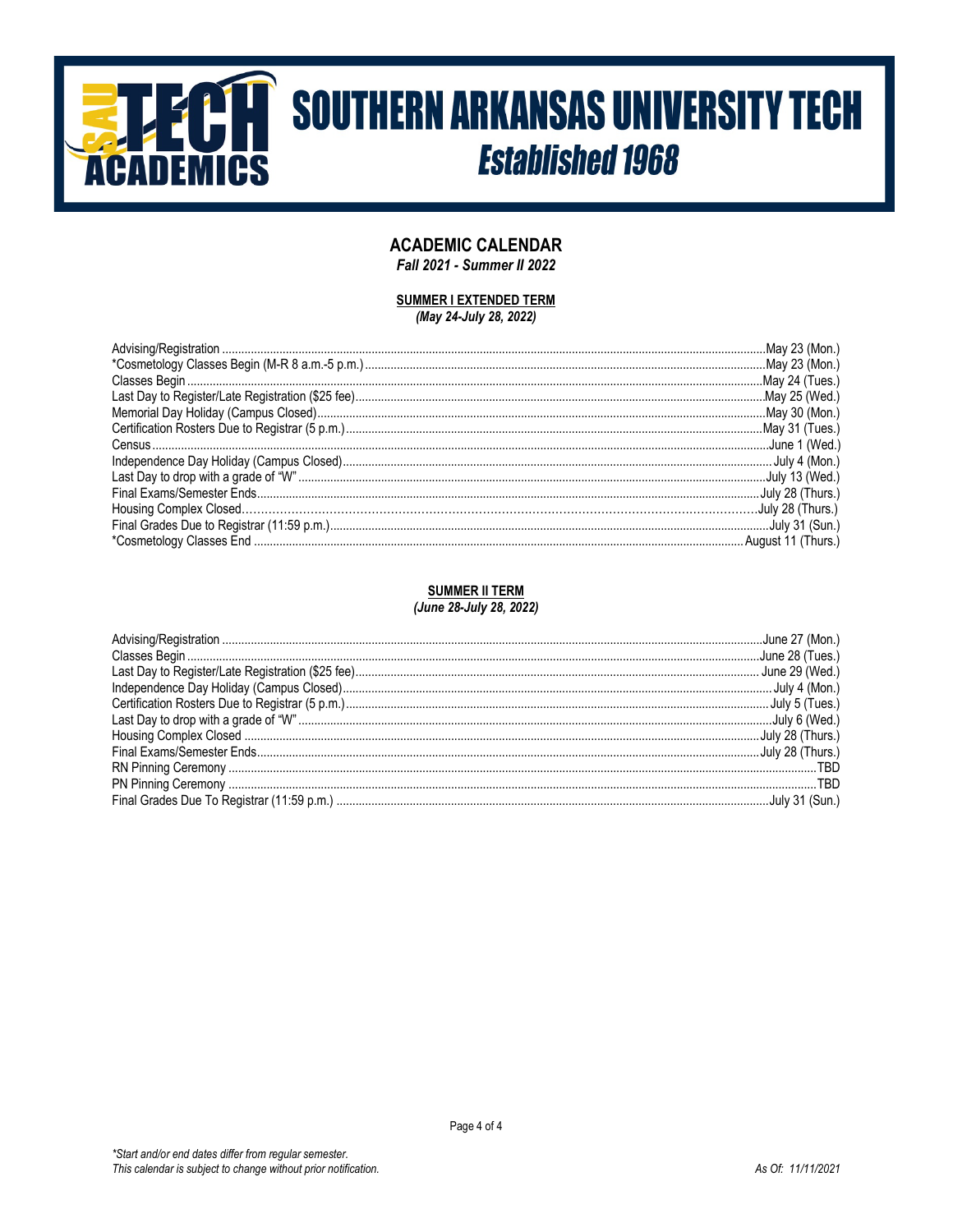# SOUTHERN ARKANSAS UNIVERSITY TECH

*Established 1968*

## ACADEMIC CALENDAR

*Fall 2021 - Summer II 2022*

### SUMMER I EXTENDED TERM

*(May 24-July 28, 2022)*

| | |
|---|---|
| Advising/Registration | May 23 (Mon.) |
| *Cosmetology Classes Begin (M-R 8 a.m.-5 p.m.) | May 23 (Mon.) |
| Classes Begin | May 24 (Tues.) |
| Last Day to Register/Late Registration ($25 fee) | May 25 (Wed.) |
| Memorial Day Holiday (Campus Closed) | May 30 (Mon.) |
| Certification Rosters Due to Registrar (5 p.m.) | May 31 (Tues.) |
| Census | June 1 (Wed.) |
| Independence Day Holiday (Campus Closed) | July 4 (Mon.) |
| Last Day to drop with a grade of "W" | July 13 (Wed.) |
| Final Exams/Semester Ends | July 28 (Thurs.) |
| Housing Complex Closed | July 28 (Thurs.) |
| Final Grades Due to Registrar (11:59 p.m.) | July 31 (Sun.) |
| *Cosmetology Classes End | August 11 (Thurs.) |

### SUMMER II TERM

*(June 28-July 28, 2022)*

| | |
|---|---|
| Advising/Registration | June 27 (Mon.) |
| Classes Begin | June 28 (Tues.) |
| Last Day to Register/Late Registration ($25 fee) | June 29 (Wed.) |
| Independence Day Holiday (Campus Closed) | July 4 (Mon.) |
| Certification Rosters Due to Registrar (5 p.m.) | July 5 (Tues.) |
| Last Day to drop with a grade of "W" | July 6 (Wed.) |
| Housing Complex Closed | July 28 (Thurs.) |
| Final Exams/Semester Ends | July 28 (Thurs.) |
| RN Pinning Ceremony | TBD |
| PN Pinning Ceremony | TBD |
| Final Grades Due To Registrar (11:59 p.m.) | July 31 (Sun.) |

*\*Start and/or end dates differ from regular semester.*
*This calendar is subject to change without prior notification.*

*As Of: 11/11/2021*